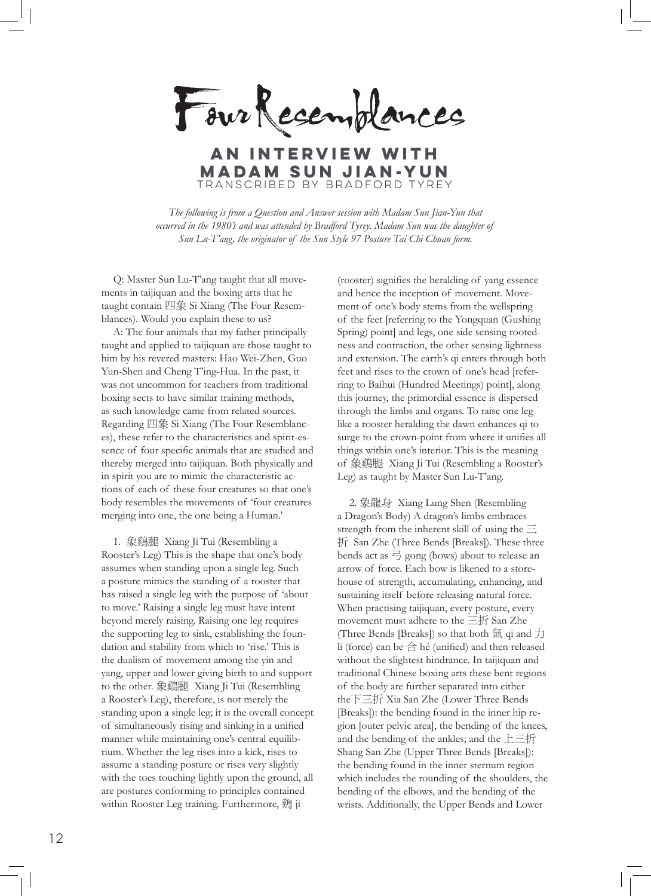# Four Resemblances

## An Interview with Madam Sun Jian-Yun

### Transcribed by Bradford Tyrey

*The following is from a Question and Answer session with Madam Sun Jian-Yun that occurred in the 1980's and was attended by Bradford Tyrey. Madam Sun was the daughter of Sun Lu-T'ang, the originator of the Sun Style 97 Posture Tai Chi Chuan form.*

Q: Master Sun Lu-T'ang taught that all movements in taijiquan and the boxing arts that he taught contain 四象 Si Xiang (The Four Resemblances). Would you explain these to us?

A: The four animals that my father principally taught and applied to taijiquan are those taught to him by his revered masters: Hao Wei-Zhen, Guo Yun-Shen and Cheng T'ing-Hua. In the past, it was not uncommon for teachers from traditional boxing sects to have similar training methods, as such knowledge came from related sources. Regarding 四象 Si Xiang (The Four Resemblances), these refer to the characteristics and spirit-essence of four specific animals that are studied and thereby merged into taijiquan. Both physically and in spirit you are to mimic the characteristic actions of each of these four creatures so that one's body resembles the movements of 'four creatures merging into one, the one being a Human.'

1. 象鷄腿 Xiang Ji Tui (Resembling a Rooster's Leg) This is the shape that one's body assumes when standing upon a single leg. Such a posture mimics the standing of a rooster that has raised a single leg with the purpose of 'about to move.' Raising a single leg must have intent beyond merely raising. Raising one leg requires the supporting leg to sink, establishing the foundation and stability from which to 'rise.' This is the dualism of movement among the yin and yang, upper and lower giving birth to and support to the other. 象鷄腿 Xiang Ji Tui (Resembling a Rooster's Leg), therefore, is not merely the standing upon a single leg; it is the overall concept of simultaneously rising and sinking in a unified manner while maintaining one's central equilibrium. Whether the leg rises into a kick, rises to assume a standing posture or rises very slightly with the toes touching lightly upon the ground, all are postures conforming to principles contained within Rooster Leg training. Furthermore, 鷄 ji (rooster) signifies the heralding of yang essence and hence the inception of movement. Movement of one's body stems from the wellspring of the feet [referring to the Yongquan (Gushing Spring) point] and legs, one side sensing rootedness and contraction, the other sensing lightness and extension. The earth's qi enters through both feet and rises to the crown of one's head [referring to Baihui (Hundred Meetings) point], along this journey, the primordial essence is dispersed through the limbs and organs. To raise one leg like a rooster heralding the dawn enhances qi to surge to the crown-point from where it unifies all things within one's interior. This is the meaning of 象鷄腿 Xiang Ji Tui (Resembling a Rooster's Leg) as taught by Master Sun Lu-T'ang.

2. 象龍身 Xiang Lung Shen (Resembling a Dragon's Body) A dragon's limbs embraces strength from the inherent skill of using the 三折 San Zhe (Three Bends [Breaks]). These three bends act as 弓 gong (bows) about to release an arrow of force. Each bow is likened to a storehouse of strength, accumulating, enhancing, and sustaining itself before releasing natural force. When practising taijiquan, every posture, every movement must adhere to the 三折 San Zhe (Three Bends [Breaks]) so that both 氣 qi and 力 li (force) can be 合 hé (unified) and then released without the slightest hindrance. In taijiquan and traditional Chinese boxing arts these bent regions of the body are further separated into either the下三折 Xia San Zhe (Lower Three Bends [Breaks]): the bending found in the inner hip region [outer pelvic area], the bending of the knees, and the bending of the ankles; and the 上三折 Shang San Zhe (Upper Three Bends [Breaks]): the bending found in the inner sternum region which includes the rounding of the shoulders, the bending of the elbows, and the bending of the wrists. Additionally, the Upper Bends and Lower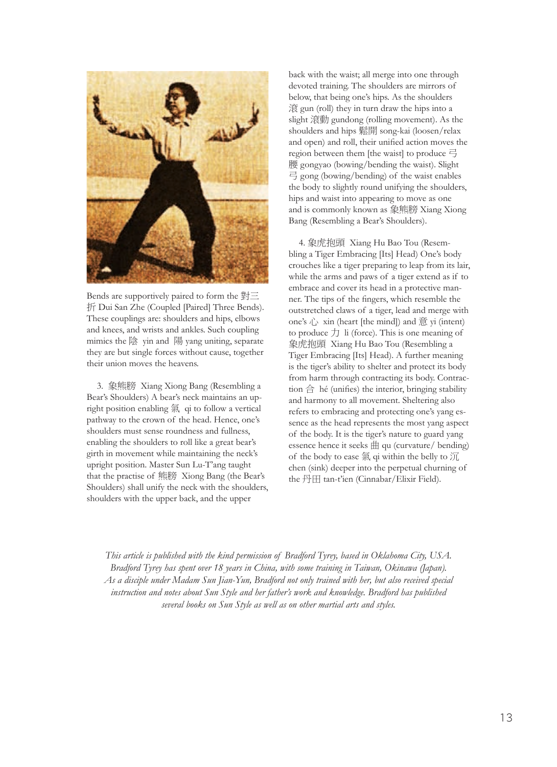Bends are supportively paired to form the 對三折 Dui San Zhe (Coupled [Paired] Three Bends). These couplings are: shoulders and hips, elbows and knees, and wrists and ankles. Such coupling mimics the 陰 yin and 陽 yang uniting, separate they are but single forces without cause, together their union moves the heavens.

3. 象熊膀 Xiang Xiong Bang (Resembling a Bear's Shoulders) A bear's neck maintains an upright position enabling 氣 qi to follow a vertical pathway to the crown of the head. Hence, one's shoulders must sense roundness and fullness, enabling the shoulders to roll like a great bear's girth in movement while maintaining the neck's upright position. Master Sun Lu-T'ang taught that the practise of 熊膀 Xiong Bang (the Bear's Shoulders) shall unify the neck with the shoulders, shoulders with the upper back, and the upper back with the waist; all merge into one through devoted training. The shoulders are mirrors of below, that being one's hips. As the shoulders 滾 gun (roll) they in turn draw the hips into a slight 滾動 gundong (rolling movement). As the shoulders and hips 鬆開 song-kai (loosen/relax and open) and roll, their unified action moves the region between them [the waist] to produce 弓腰 gongyao (bowing/bending the waist). Slight 弓 gong (bowing/bending) of the waist enables the body to slightly round unifying the shoulders, hips and waist into appearing to move as one and is commonly known as 象熊膀 Xiang Xiong Bang (Resembling a Bear's Shoulders).

4. 象虎抱頭 Xiang Hu Bao Tou (Resembling a Tiger Embracing [Its] Head) One's body crouches like a tiger preparing to leap from its lair, while the arms and paws of a tiger extend as if to embrace and cover its head in a protective manner. The tips of the fingers, which resemble the outstretched claws of a tiger, lead and merge with one's 心 xin (heart [the mind]) and 意 yi (intent) to produce 力 li (force). This is one meaning of 象虎抱頭 Xiang Hu Bao Tou (Resembling a Tiger Embracing [Its] Head). A further meaning is the tiger's ability to shelter and protect its body from harm through contracting its body. Contraction 合 hé (unifies) the interior, bringing stability and harmony to all movement. Sheltering also refers to embracing and protecting one's yang essence as the head represents the most yang aspect of the body. It is the tiger's nature to guard yang essence hence it seeks 曲 qu (curvature/ bending) of the body to ease 氣 qi within the belly to 沉 chen (sink) deeper into the perpetual churning of the 丹田 tan-t'ien (Cinnabar/Elixir Field).

*This article is published with the kind permission of Bradford Tyrey, based in Oklahoma City, USA. Bradford Tyrey has spent over 18 years in China, with some training in Taiwan, Okinawa (Japan). As a disciple under Madam Sun Jian-Yun, Bradford not only trained with her, but also received special instruction and notes about Sun Style and her father's work and knowledge. Bradford has published several books on Sun Style as well as on other martial arts and styles.*